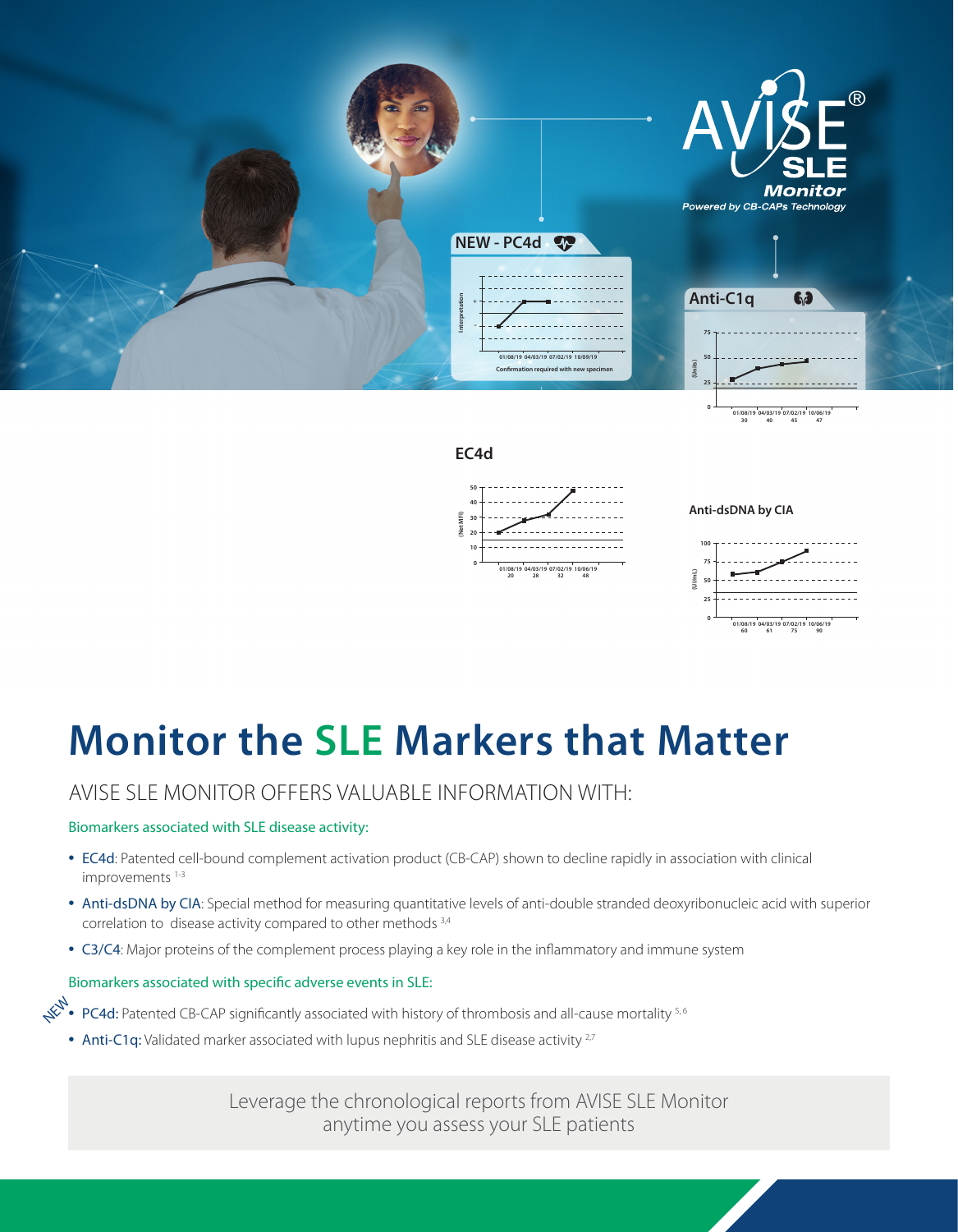# Monitor the SLE Markers that Matter

## AVISE SLE MONITOR OFFERS VALUABLE INFORMATION WITH:

Biomarkers associated with SLE disease activity:

- EC4d: Patented cell-bound complement activation product (CB-CAP) shown to decline rapidly in association with clinical improvements [1-3]
- Anti-dsDNA by CIA: Special method for measuring quantitative levels of anti-double stranded deoxyribonucleic acid with superior correlation to disease activity compared to other methods [3,4]
- C3/C4: Major proteins of the complement process playing a key role in the inflammatory and immune system

Biomarkers associated with specific adverse events in SLE:

- NEW **PC4d:** Patented CB-CAP significantly associated with history of thrombosis and all-cause mortality [5,6]
- **Anti-C1q:** Validated marker associated with lupus nephritis and SLE disease activity [2,7]

Leverage the chronological reports from AVISE SLE Monitor anytime you assess your SLE patients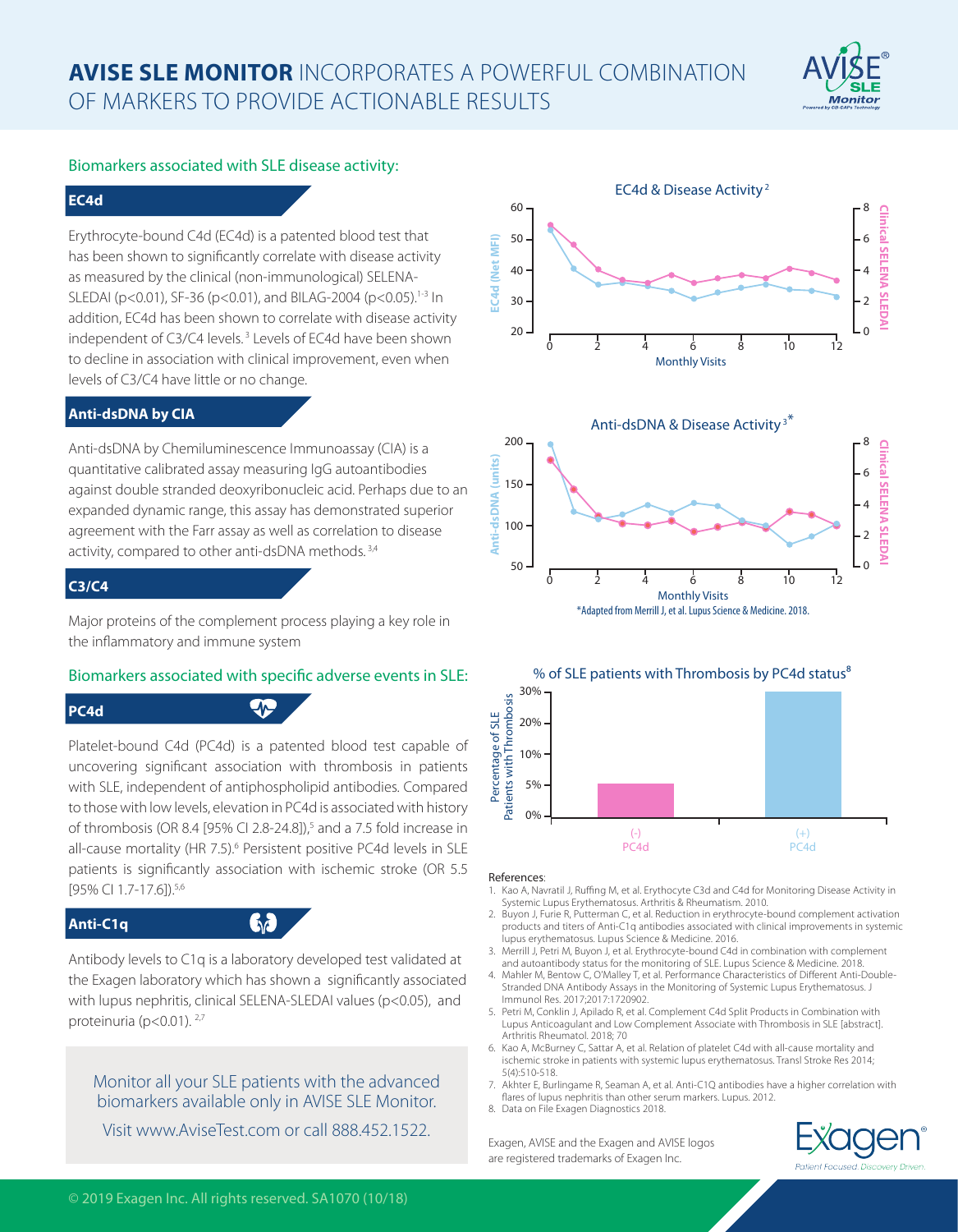# **AVISE SLE MONITOR** INCORPORATES A POWERFUL COMBINATION OF MARKERS TO PROVIDE ACTIONABLE RESULTS

## Biomarkers associated with SLE disease activity:

### EC4d

Erythrocyte-bound C4d (EC4d) is a patented blood test that has been shown to significantly correlate with disease activity as measured by the clinical (non-immunological) SELENA-SLEDAI ($p<0.01$), SF-36 ($p<0.01$), and BILAG-2004 ($p<0.05$).[1-3] In addition, EC4d has been shown to correlate with disease activity independent of C3/C4 levels.[3] Levels of EC4d have been shown to decline in association with clinical improvement, even when levels of C3/C4 have little or no change.

EC4d & Disease Activity[2]

EC4d (Net MFI)
60
50
40
30
20

Clinical SELENA SLEDAI
8
6
4
2
0

0 2 4 6 8 10 12
Monthly Visits

### Anti-dsDNA by CIA

Anti-dsDNA by Chemiluminescence Immunoassay (CIA) is a quantitative calibrated assay measuring IgG autoantibodies against double stranded deoxyribonucleic acid. Perhaps due to an expanded dynamic range, this assay has demonstrated superior agreement with the Farr assay as well as correlation to disease activity, compared to other anti-dsDNA methods.[3,4]

Anti-dsDNA & Disease Activity[3*]

Anti-dsDNA (units)
200
150
100
50

Clinical SELENA SLEDAI
8
6
4
2
0

0 2 4 6 8 10 12
Monthly Visits

*Adapted from Merrill J, et al. Lupus Science & Medicine. 2018.

### C3/C4

Major proteins of the complement process playing a key role in the inflammatory and immune system

## Biomarkers associated with specific adverse events in SLE:

### PC4d

Platelet-bound C4d (PC4d) is a patented blood test capable of uncovering significant association with thrombosis in patients with SLE, independent of antiphospholipid antibodies. Compared to those with low levels, elevation in PC4d is associated with history of thrombosis (OR 8.4 [95% CI 2.8-24.8]),[5] and a 7.5 fold increase in all-cause mortality (HR 7.5).[6] Persistent positive PC4d levels in SLE patients is significantly association with ischemic stroke (OR 5.5 [95% CI 1.7-17.6]).[5,6]

% of SLE patients with Thrombosis by PC4d status[8]

Percentage of SLE Patients with Thrombosis
30%
20%
10%
5%
0%

(-) PC4d
(+) PC4d

### Anti-C1q

Antibody levels to C1q is a laboratory developed test validated at the Exagen laboratory which has shown a significantly associated with lupus nephritis, clinical SELENA-SLEDAI values ($p<0.05$), and proteinuria ($p<0.01$).[2,7]

Monitor all your SLE patients with the advanced biomarkers available only in AVISE SLE Monitor.

Visit www.AviseTest.com or call 888.452.1522.

References:

1. Kao A, Navratil J, Ruffing M, et al. Erythocyte C3d and C4d for Monitoring Disease Activity in Systemic Lupus Erythematosus. Arthritis & Rheumatism. 2010.
2. Buyon J, Furie R, Putterman C, et al. Reduction in erythrocyte-bound complement activation products and titers of Anti-C1q antibodies associated with clinical improvements in systemic lupus erythematosus. Lupus Science & Medicine. 2016.
3. Merrill J, Petri M, Buyon J, et al. Erythrocyte-bound C4d in combination with complement and autoantibody status for the monitoring of SLE. Lupus Science & Medicine. 2018.
4. Mahler M, Bentow C, O'Malley T, et al. Performance Characteristics of Different Anti-Double-Stranded DNA Antibody Assays in the Monitoring of Systemic Lupus Erythematosus. J Immunol Res. 2017;2017:1720902.
5. Petri M, Conklin J, Apilado R, et al. Complement C4d Split Products in Combination with Lupus Anticoagulant and Low Complement Associate with Thrombosis in SLE [abstract]. Arthritis Rheumatol. 2018; 70
6. Kao A, McBurney C, Sattar A, et al. Relation of platelet C4d with all-cause mortality and ischemic stroke in patients with systemic lupus erythematosus. Transl Stroke Res 2014; 5(4):510-518.
7. Akhter E, Burlingame R, Seaman A, et al. Anti-C1Q antibodies have a higher correlation with flares of lupus nephritis than other serum markers. Lupus. 2012.
8. Data on File Exagen Diagnostics 2018.

Exagen, AVISE and the Exagen and AVISE logos are registered trademarks of Exagen Inc.

© 2019 Exagen Inc. All rights reserved. SA1070 (10/18)